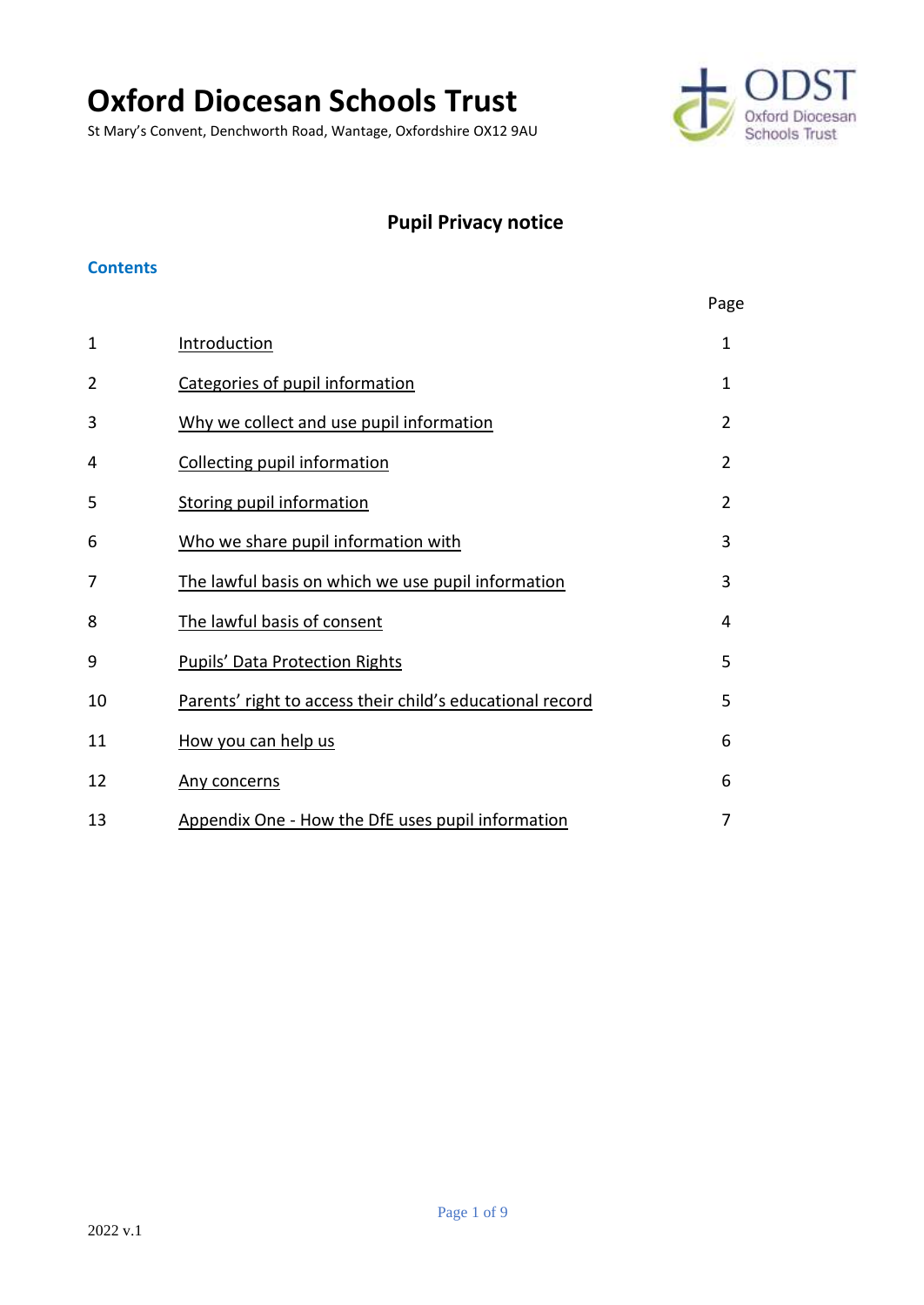# Oxford Diocesan Schools Trust

St Mary's Convent, Denchworth Road, Wantage, Oxfordshire OX12 9AU

## Pupil Privacy notice

### Contents

| | | Page |
|---|---|---|
| 1 | Introduction | 1 |
| 2 | Categories of pupil information | 1 |
| 3 | Why we collect and use pupil information | 2 |
| 4 | Collecting pupil information | 2 |
| 5 | Storing pupil information | 2 |
| 6 | Who we share pupil information with | 3 |
| 7 | The lawful basis on which we use pupil information | 3 |
| 8 | The lawful basis of consent | 4 |
| 9 | Pupils' Data Protection Rights | 5 |
| 10 | Parents' right to access their child's educational record | 5 |
| 11 | How you can help us | 6 |
| 12 | Any concerns | 6 |
| 13 | Appendix One - How the DfE uses pupil information | 7 |

2022 v.1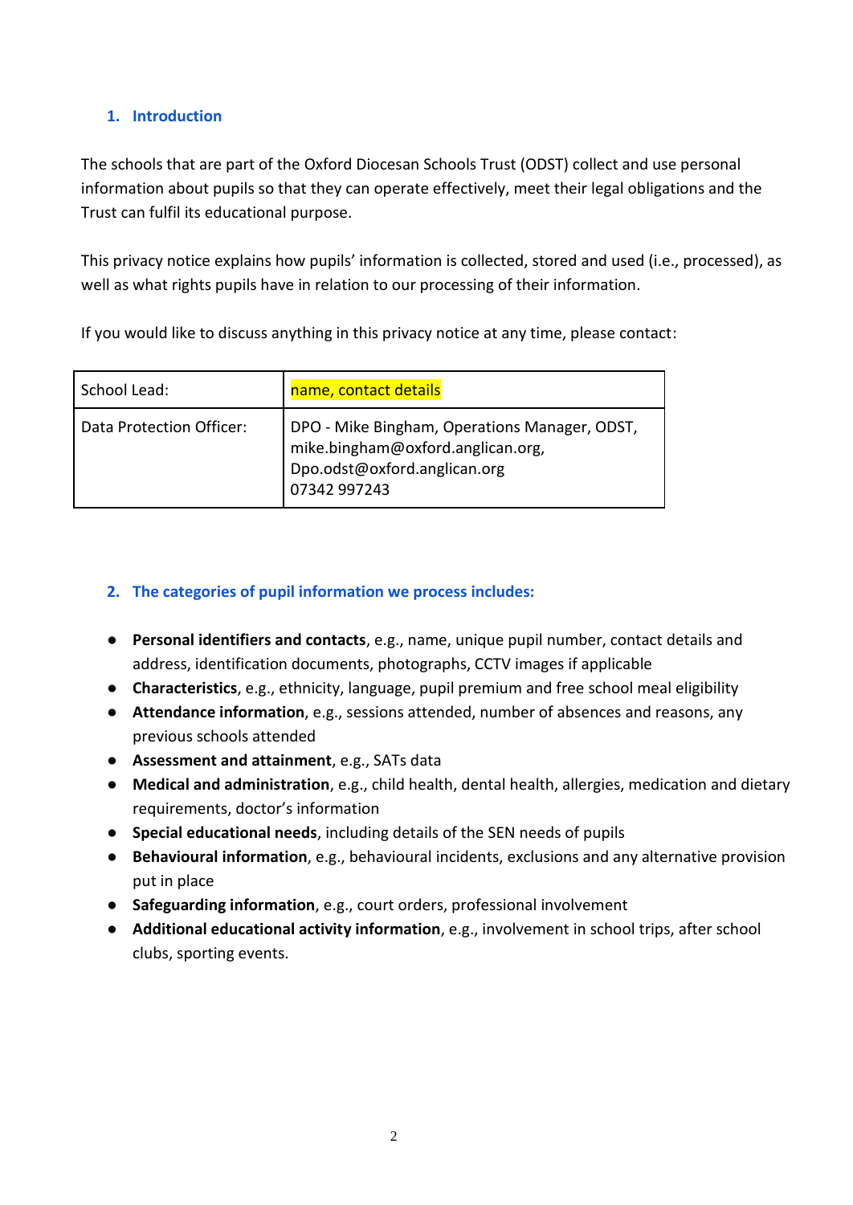## 1. Introduction

The schools that are part of the Oxford Diocesan Schools Trust (ODST) collect and use personal information about pupils so that they can operate effectively, meet their legal obligations and the Trust can fulfil its educational purpose.

This privacy notice explains how pupils' information is collected, stored and used (i.e., processed), as well as what rights pupils have in relation to our processing of their information.

If you would like to discuss anything in this privacy notice at any time, please contact:

| School Lead: | name, contact details |
|---|---|
| Data Protection Officer: | DPO - Mike Bingham, Operations Manager, ODST, mike.bingham@oxford.anglican.org, Dpo.odst@oxford.anglican.org 07342 997243 |

## 2. The categories of pupil information we process includes:

- **Personal identifiers and contacts**, e.g., name, unique pupil number, contact details and address, identification documents, photographs, CCTV images if applicable
- **Characteristics**, e.g., ethnicity, language, pupil premium and free school meal eligibility
- **Attendance information**, e.g., sessions attended, number of absences and reasons, any previous schools attended
- **Assessment and attainment**, e.g., SATs data
- **Medical and administration**, e.g., child health, dental health, allergies, medication and dietary requirements, doctor's information
- **Special educational needs**, including details of the SEN needs of pupils
- **Behavioural information**, e.g., behavioural incidents, exclusions and any alternative provision put in place
- **Safeguarding information**, e.g., court orders, professional involvement
- **Additional educational activity information**, e.g., involvement in school trips, after school clubs, sporting events.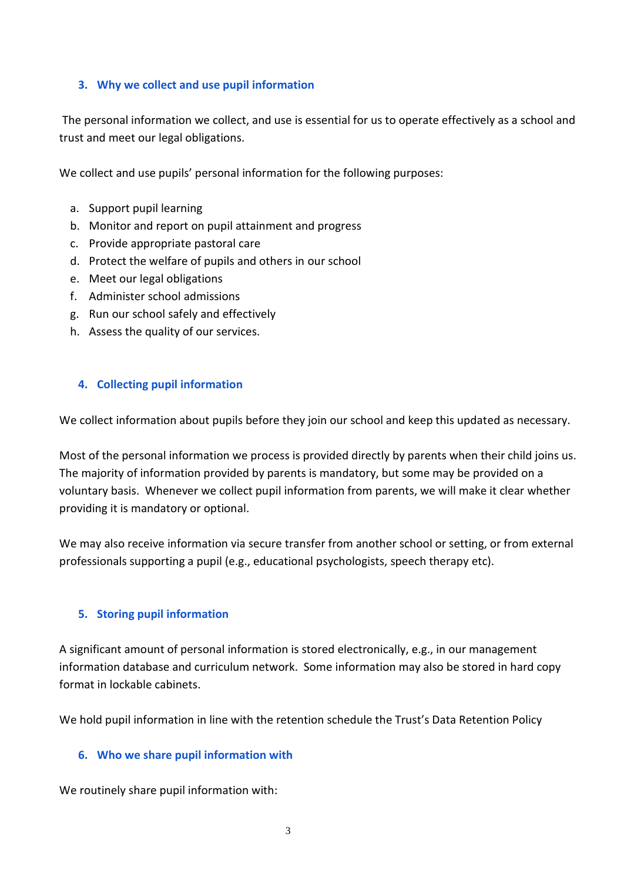## 3. Why we collect and use pupil information

The personal information we collect, and use is essential for us to operate effectively as a school and trust and meet our legal obligations.

We collect and use pupils' personal information for the following purposes:

a. Support pupil learning
b. Monitor and report on pupil attainment and progress
c. Provide appropriate pastoral care
d. Protect the welfare of pupils and others in our school
e. Meet our legal obligations
f. Administer school admissions
g. Run our school safely and effectively
h. Assess the quality of our services.

## 4. Collecting pupil information

We collect information about pupils before they join our school and keep this updated as necessary.

Most of the personal information we process is provided directly by parents when their child joins us. The majority of information provided by parents is mandatory, but some may be provided on a voluntary basis. Whenever we collect pupil information from parents, we will make it clear whether providing it is mandatory or optional.

We may also receive information via secure transfer from another school or setting, or from external professionals supporting a pupil (e.g., educational psychologists, speech therapy etc).

## 5. Storing pupil information

A significant amount of personal information is stored electronically, e.g., in our management information database and curriculum network. Some information may also be stored in hard copy format in lockable cabinets.

We hold pupil information in line with the retention schedule the Trust's Data Retention Policy

## 6. Who we share pupil information with

We routinely share pupil information with: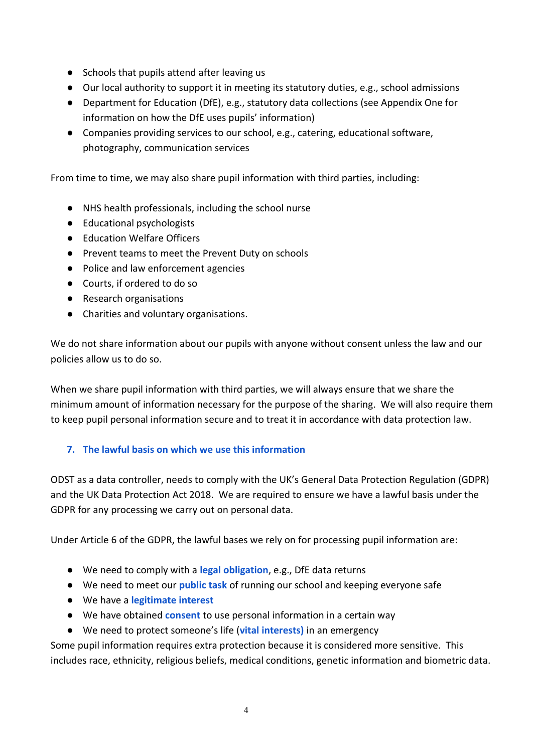- Schools that pupils attend after leaving us
- Our local authority to support it in meeting its statutory duties, e.g., school admissions
- Department for Education (DfE), e.g., statutory data collections (see Appendix One for information on how the DfE uses pupils' information)
- Companies providing services to our school, e.g., catering, educational software, photography, communication services

From time to time, we may also share pupil information with third parties, including:

- NHS health professionals, including the school nurse
- Educational psychologists
- Education Welfare Officers
- Prevent teams to meet the Prevent Duty on schools
- Police and law enforcement agencies
- Courts, if ordered to do so
- Research organisations
- Charities and voluntary organisations.

We do not share information about our pupils with anyone without consent unless the law and our policies allow us to do so.

When we share pupil information with third parties, we will always ensure that we share the minimum amount of information necessary for the purpose of the sharing. We will also require them to keep pupil personal information secure and to treat it in accordance with data protection law.

## 7. The lawful basis on which we use this information

ODST as a data controller, needs to comply with the UK's General Data Protection Regulation (GDPR) and the UK Data Protection Act 2018. We are required to ensure we have a lawful basis under the GDPR for any processing we carry out on personal data.

Under Article 6 of the GDPR, the lawful bases we rely on for processing pupil information are:

- We need to comply with a **legal obligation**, e.g., DfE data returns
- We need to meet our **public task** of running our school and keeping everyone safe
- We have a **legitimate interest**
- We have obtained **consent** to use personal information in a certain way
- We need to protect someone's life (**vital interests)** in an emergency

Some pupil information requires extra protection because it is considered more sensitive. This includes race, ethnicity, religious beliefs, medical conditions, genetic information and biometric data.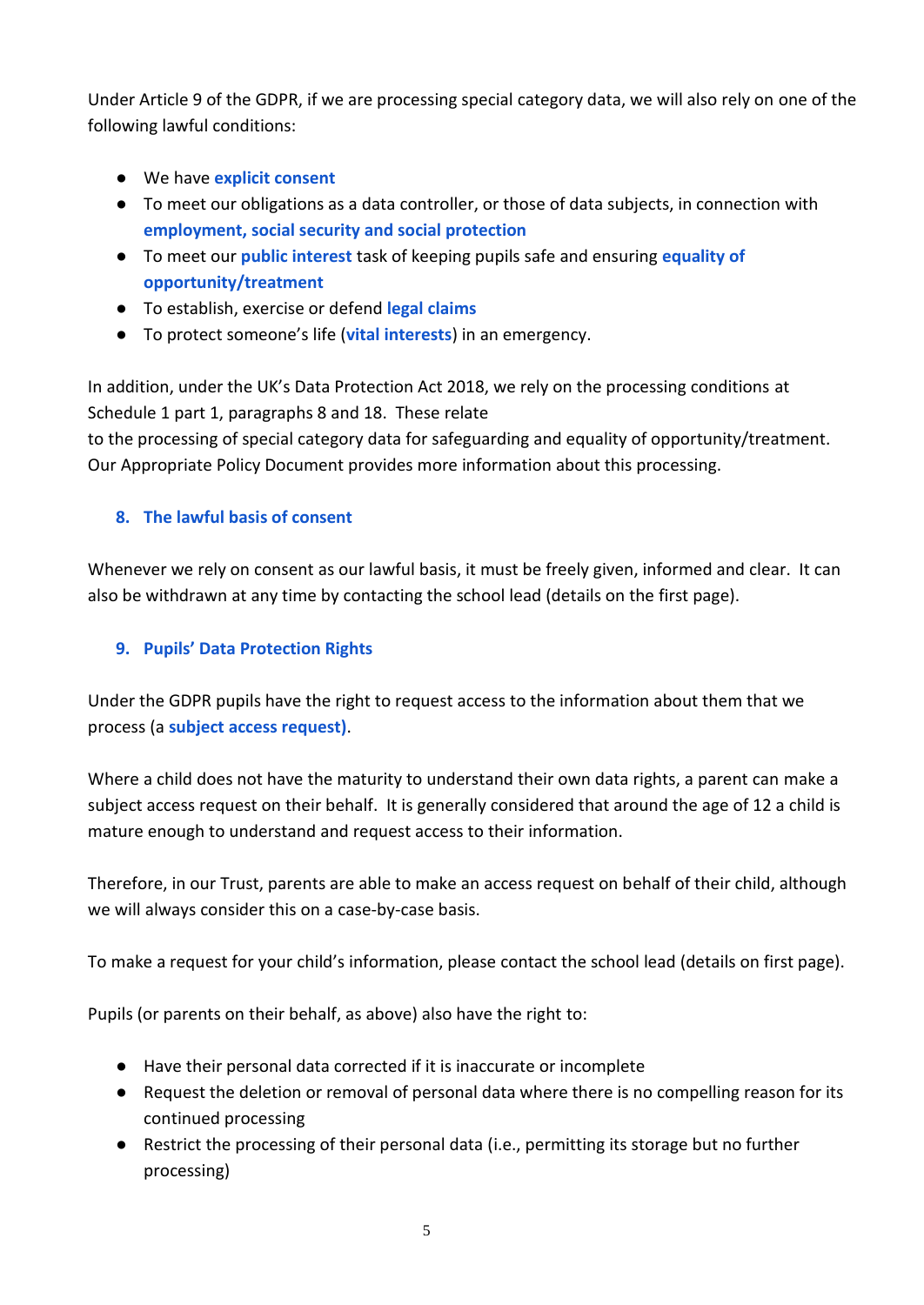Under Article 9 of the GDPR, if we are processing special category data, we will also rely on one of the following lawful conditions:

- We have **explicit consent**
- To meet our obligations as a data controller, or those of data subjects, in connection with **employment, social security and social protection**
- To meet our **public interest** task of keeping pupils safe and ensuring **equality of opportunity/treatment**
- To establish, exercise or defend **legal claims**
- To protect someone's life (**vital interests**) in an emergency.

In addition, under the UK's Data Protection Act 2018, we rely on the processing conditions at Schedule 1 part 1, paragraphs 8 and 18. These relate to the processing of special category data for safeguarding and equality of opportunity/treatment. Our Appropriate Policy Document provides more information about this processing.

## 8. The lawful basis of consent

Whenever we rely on consent as our lawful basis, it must be freely given, informed and clear. It can also be withdrawn at any time by contacting the school lead (details on the first page).

## 9. Pupils' Data Protection Rights

Under the GDPR pupils have the right to request access to the information about them that we process (a **subject access request)**.

Where a child does not have the maturity to understand their own data rights, a parent can make a subject access request on their behalf. It is generally considered that around the age of 12 a child is mature enough to understand and request access to their information.

Therefore, in our Trust, parents are able to make an access request on behalf of their child, although we will always consider this on a case-by-case basis.

To make a request for your child's information, please contact the school lead (details on first page).

Pupils (or parents on their behalf, as above) also have the right to:

- Have their personal data corrected if it is inaccurate or incomplete
- Request the deletion or removal of personal data where there is no compelling reason for its continued processing
- Restrict the processing of their personal data (i.e., permitting its storage but no further processing)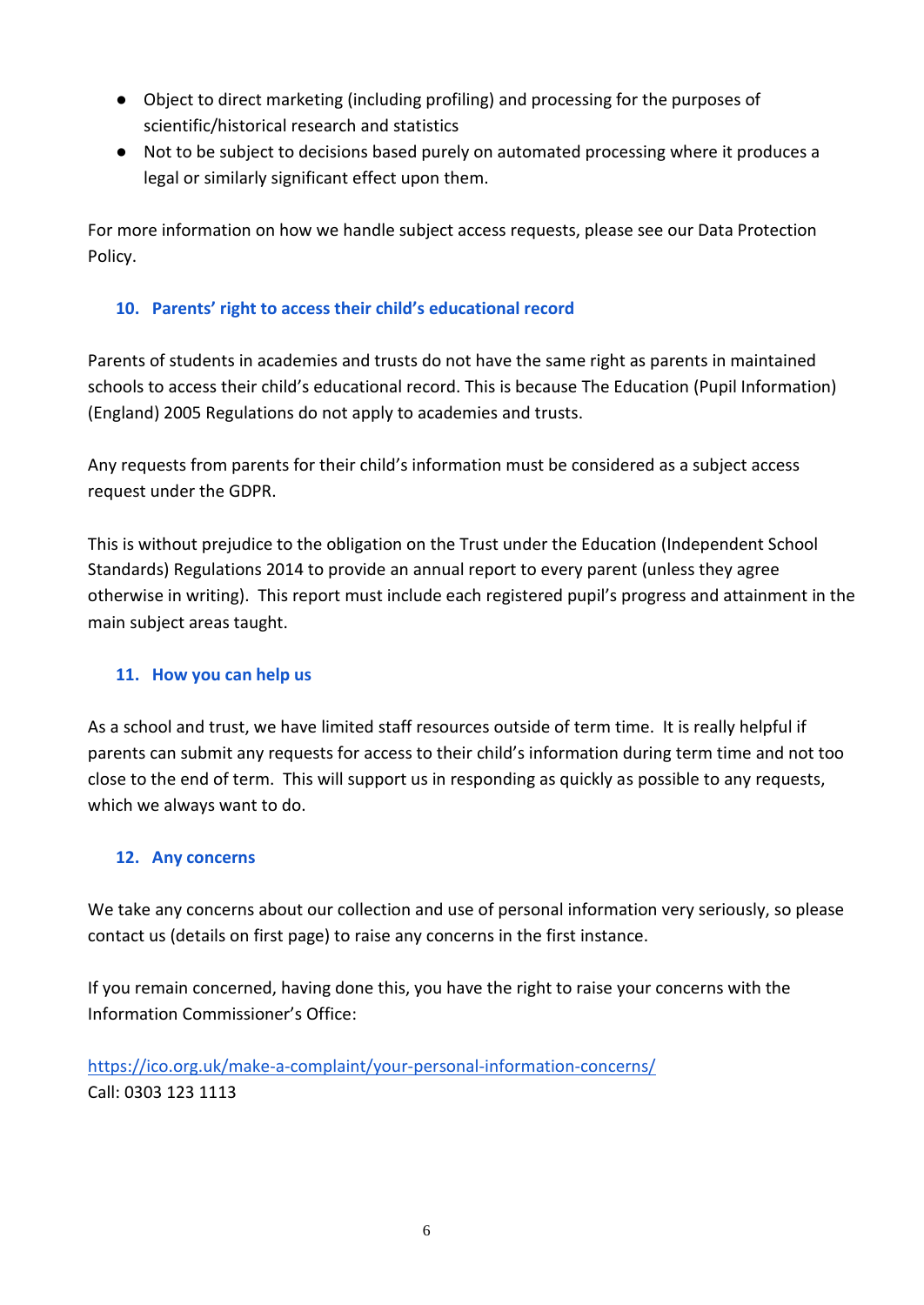- Object to direct marketing (including profiling) and processing for the purposes of scientific/historical research and statistics
- Not to be subject to decisions based purely on automated processing where it produces a legal or similarly significant effect upon them.

For more information on how we handle subject access requests, please see our Data Protection Policy.

## 10. Parents' right to access their child's educational record

Parents of students in academies and trusts do not have the same right as parents in maintained schools to access their child's educational record. This is because The Education (Pupil Information) (England) 2005 Regulations do not apply to academies and trusts.

Any requests from parents for their child's information must be considered as a subject access request under the GDPR.

This is without prejudice to the obligation on the Trust under the Education (Independent School Standards) Regulations 2014 to provide an annual report to every parent (unless they agree otherwise in writing). This report must include each registered pupil's progress and attainment in the main subject areas taught.

## 11. How you can help us

As a school and trust, we have limited staff resources outside of term time. It is really helpful if parents can submit any requests for access to their child's information during term time and not too close to the end of term. This will support us in responding as quickly as possible to any requests, which we always want to do.

## 12. Any concerns

We take any concerns about our collection and use of personal information very seriously, so please contact us (details on first page) to raise any concerns in the first instance.

If you remain concerned, having done this, you have the right to raise your concerns with the Information Commissioner's Office:

https://ico.org.uk/make-a-complaint/your-personal-information-concerns/
Call: 0303 123 1113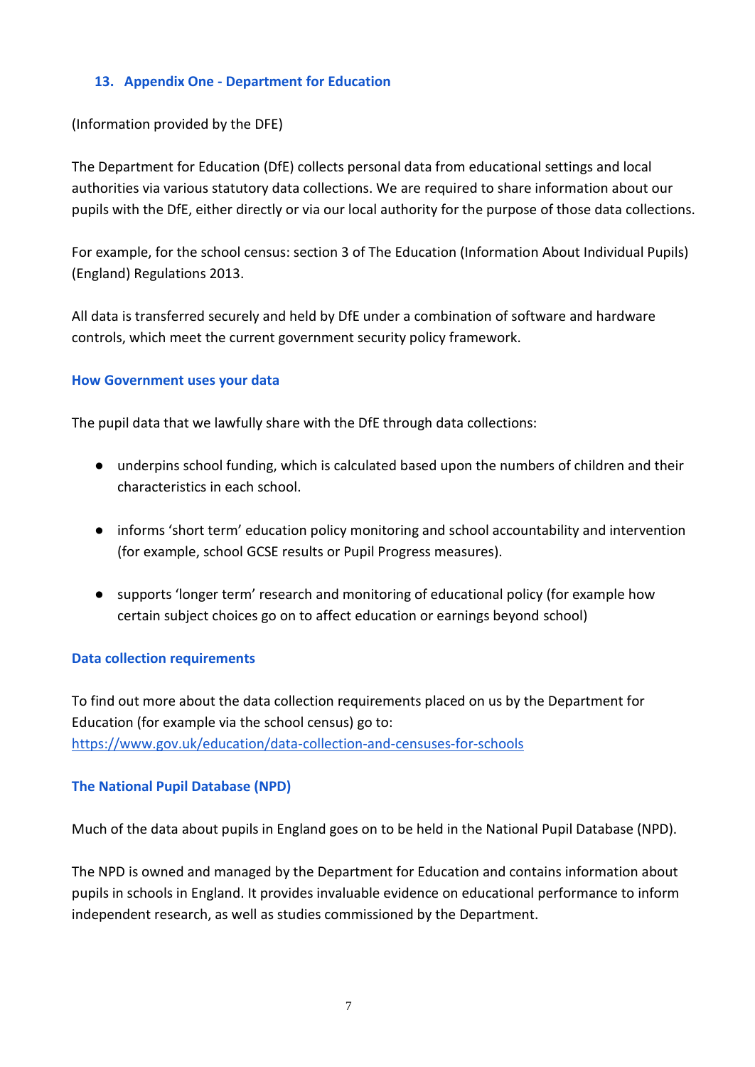## 13. Appendix One - Department for Education

(Information provided by the DFE)

The Department for Education (DfE) collects personal data from educational settings and local authorities via various statutory data collections. We are required to share information about our pupils with the DfE, either directly or via our local authority for the purpose of those data collections.

For example, for the school census: section 3 of The Education (Information About Individual Pupils) (England) Regulations 2013.

All data is transferred securely and held by DfE under a combination of software and hardware controls, which meet the current government security policy framework.

### How Government uses your data

The pupil data that we lawfully share with the DfE through data collections:

- underpins school funding, which is calculated based upon the numbers of children and their characteristics in each school.
- informs 'short term' education policy monitoring and school accountability and intervention (for example, school GCSE results or Pupil Progress measures).
- supports 'longer term' research and monitoring of educational policy (for example how certain subject choices go on to affect education or earnings beyond school)

### Data collection requirements

To find out more about the data collection requirements placed on us by the Department for Education (for example via the school census) go to:
https://www.gov.uk/education/data-collection-and-censuses-for-schools

### The National Pupil Database (NPD)

Much of the data about pupils in England goes on to be held in the National Pupil Database (NPD).

The NPD is owned and managed by the Department for Education and contains information about pupils in schools in England. It provides invaluable evidence on educational performance to inform independent research, as well as studies commissioned by the Department.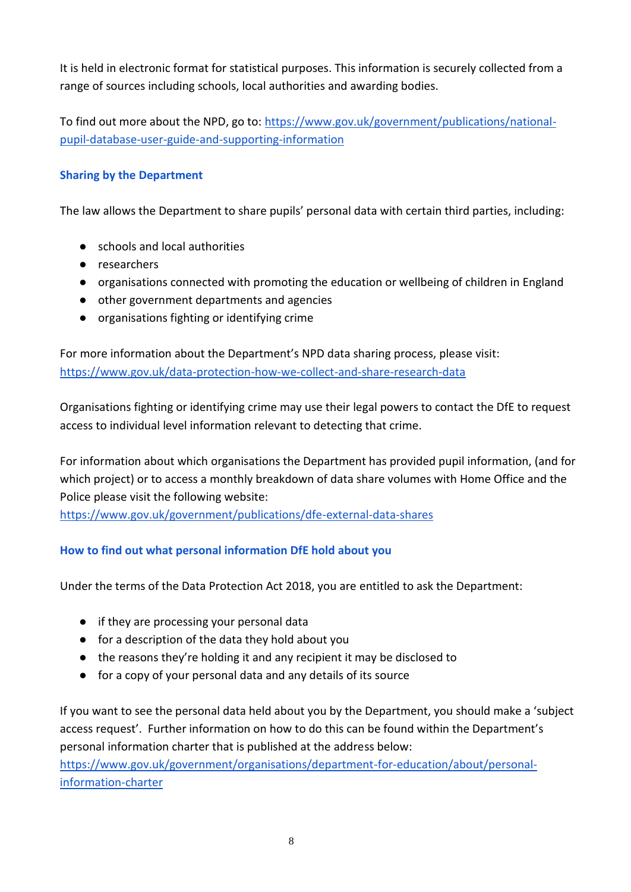It is held in electronic format for statistical purposes. This information is securely collected from a range of sources including schools, local authorities and awarding bodies.

To find out more about the NPD, go to: https://www.gov.uk/government/publications/national-pupil-database-user-guide-and-supporting-information

### Sharing by the Department

The law allows the Department to share pupils' personal data with certain third parties, including:

- schools and local authorities
- researchers
- organisations connected with promoting the education or wellbeing of children in England
- other government departments and agencies
- organisations fighting or identifying crime

For more information about the Department's NPD data sharing process, please visit: https://www.gov.uk/data-protection-how-we-collect-and-share-research-data

Organisations fighting or identifying crime may use their legal powers to contact the DfE to request access to individual level information relevant to detecting that crime.

For information about which organisations the Department has provided pupil information, (and for which project) or to access a monthly breakdown of data share volumes with Home Office and the Police please visit the following website:
https://www.gov.uk/government/publications/dfe-external-data-shares

### How to find out what personal information DfE hold about you

Under the terms of the Data Protection Act 2018, you are entitled to ask the Department:

- if they are processing your personal data
- for a description of the data they hold about you
- the reasons they're holding it and any recipient it may be disclosed to
- for a copy of your personal data and any details of its source

If you want to see the personal data held about you by the Department, you should make a 'subject access request'. Further information on how to do this can be found within the Department's personal information charter that is published at the address below:
https://www.gov.uk/government/organisations/department-for-education/about/personal-information-charter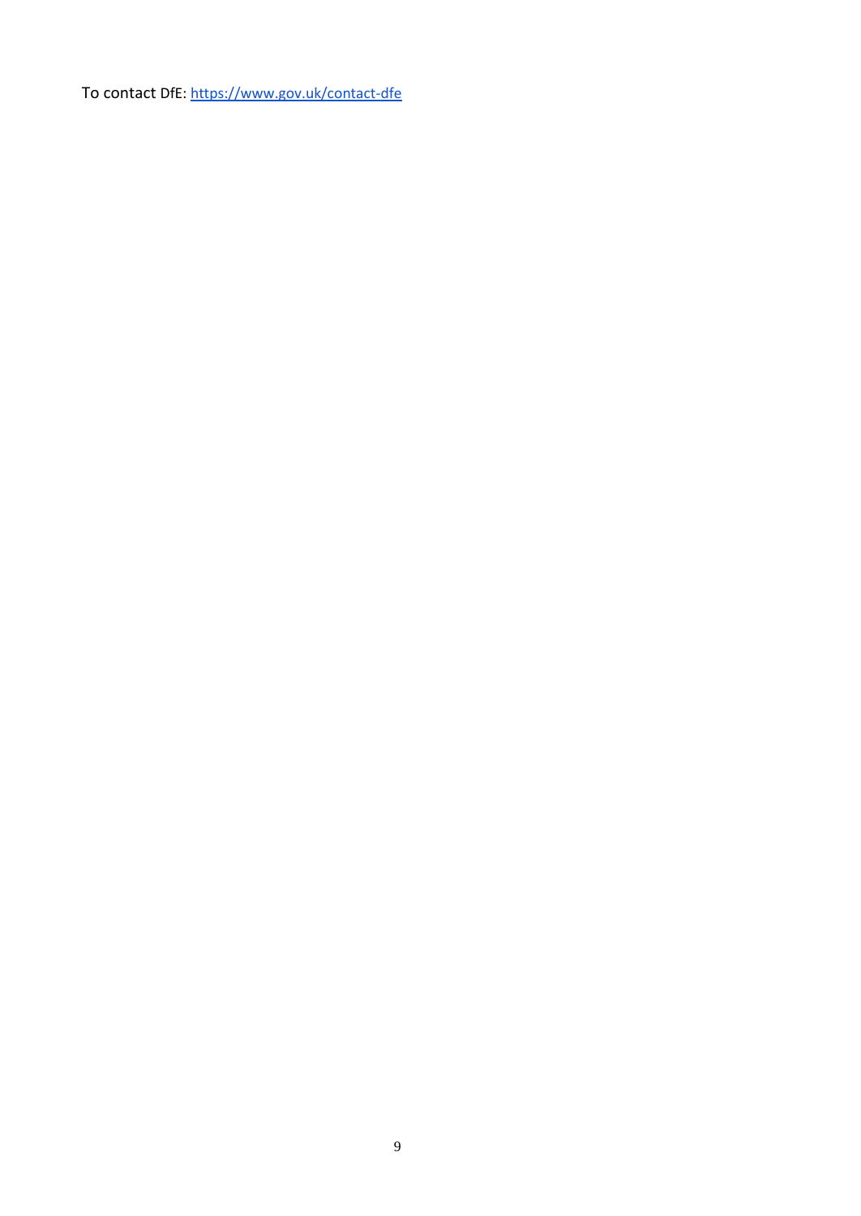To contact DfE: [https://www.gov.uk/contact-dfe](https://www.gov.uk/contact-dfe)